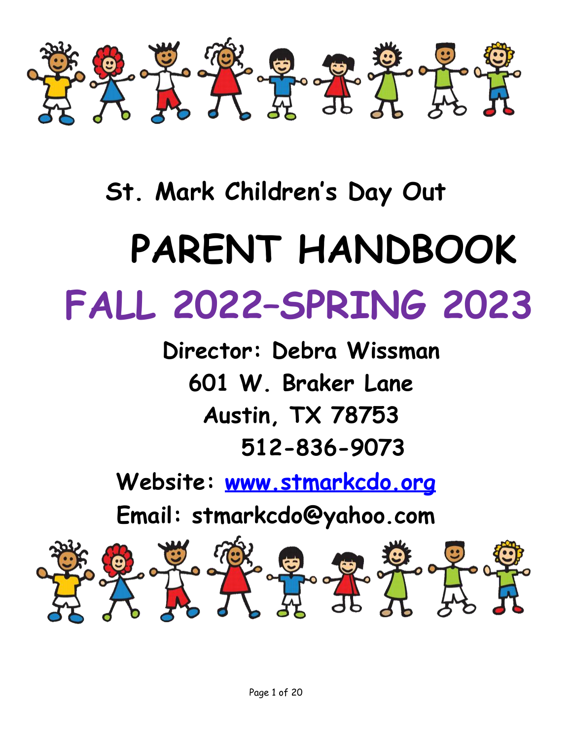## St. Mark Children's Day Out

# PARENT HANDBOOK

# FALL 2022–SPRING 2023

**Director: Debra Wissman**

**601 W. Braker Lane**

**Austin, TX 78753**

**512-836-9073**

**Website: [www.stmarkcdo.org](http://www.stmarkcdo.org)**

**Email: stmarkcdo@yahoo.com**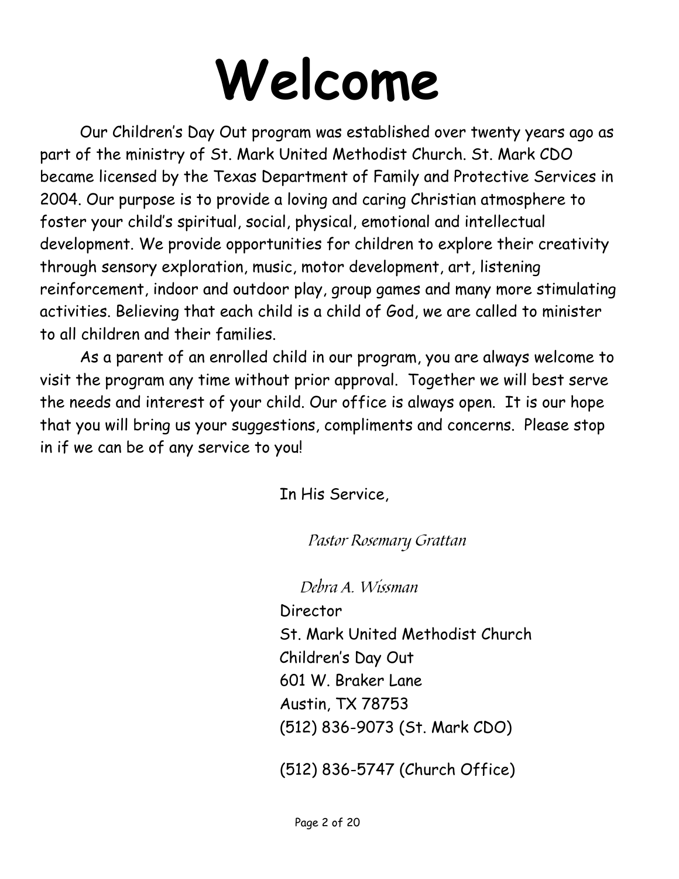# Welcome

Our Children's Day Out program was established over twenty years ago as part of the ministry of St. Mark United Methodist Church. St. Mark CDO became licensed by the Texas Department of Family and Protective Services in 2004. Our purpose is to provide a loving and caring Christian atmosphere to foster your child's spiritual, social, physical, emotional and intellectual development. We provide opportunities for children to explore their creativity through sensory exploration, music, motor development, art, listening reinforcement, indoor and outdoor play, group games and many more stimulating activities. Believing that each child is a child of God, we are called to minister to all children and their families.

As a parent of an enrolled child in our program, you are always welcome to visit the program any time without prior approval. Together we will best serve the needs and interest of your child. Our office is always open. It is our hope that you will bring us your suggestions, compliments and concerns. Please stop in if we can be of any service to you!

In His Service,

*Pastor Rosemary Grattan*

*Debra A. Wissman*

Director
St. Mark United Methodist Church
Children's Day Out
601 W. Braker Lane
Austin, TX 78753
(512) 836-9073 (St. Mark CDO)

(512) 836-5747 (Church Office)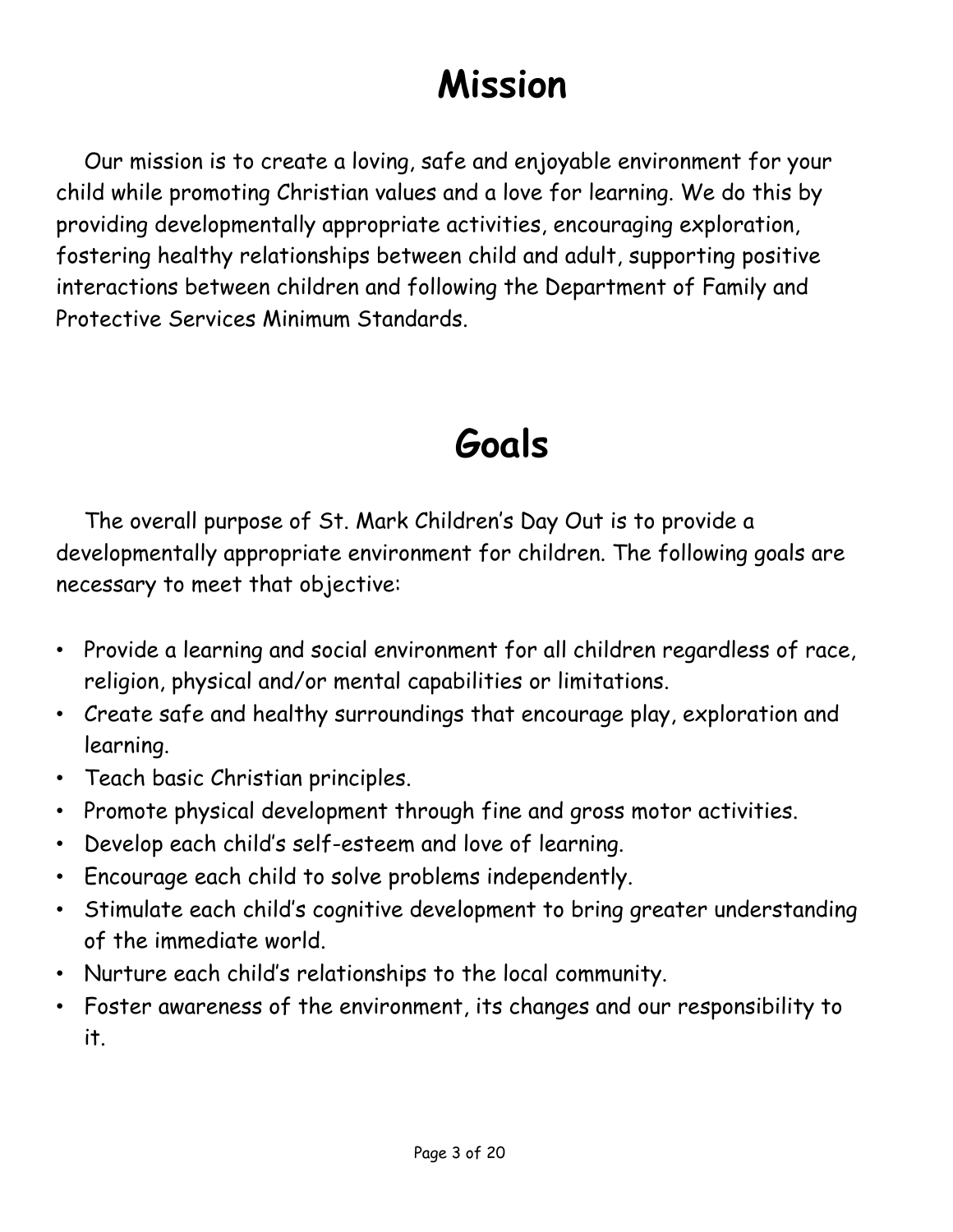# Mission

Our mission is to create a loving, safe and enjoyable environment for your child while promoting Christian values and a love for learning. We do this by providing developmentally appropriate activities, encouraging exploration, fostering healthy relationships between child and adult, supporting positive interactions between children and following the Department of Family and Protective Services Minimum Standards.

# Goals

The overall purpose of St. Mark Children's Day Out is to provide a developmentally appropriate environment for children. The following goals are necessary to meet that objective:

- Provide a learning and social environment for all children regardless of race, religion, physical and/or mental capabilities or limitations.
- Create safe and healthy surroundings that encourage play, exploration and learning.
- Teach basic Christian principles.
- Promote physical development through fine and gross motor activities.
- Develop each child's self-esteem and love of learning.
- Encourage each child to solve problems independently.
- Stimulate each child's cognitive development to bring greater understanding of the immediate world.
- Nurture each child's relationships to the local community.
- Foster awareness of the environment, its changes and our responsibility to it.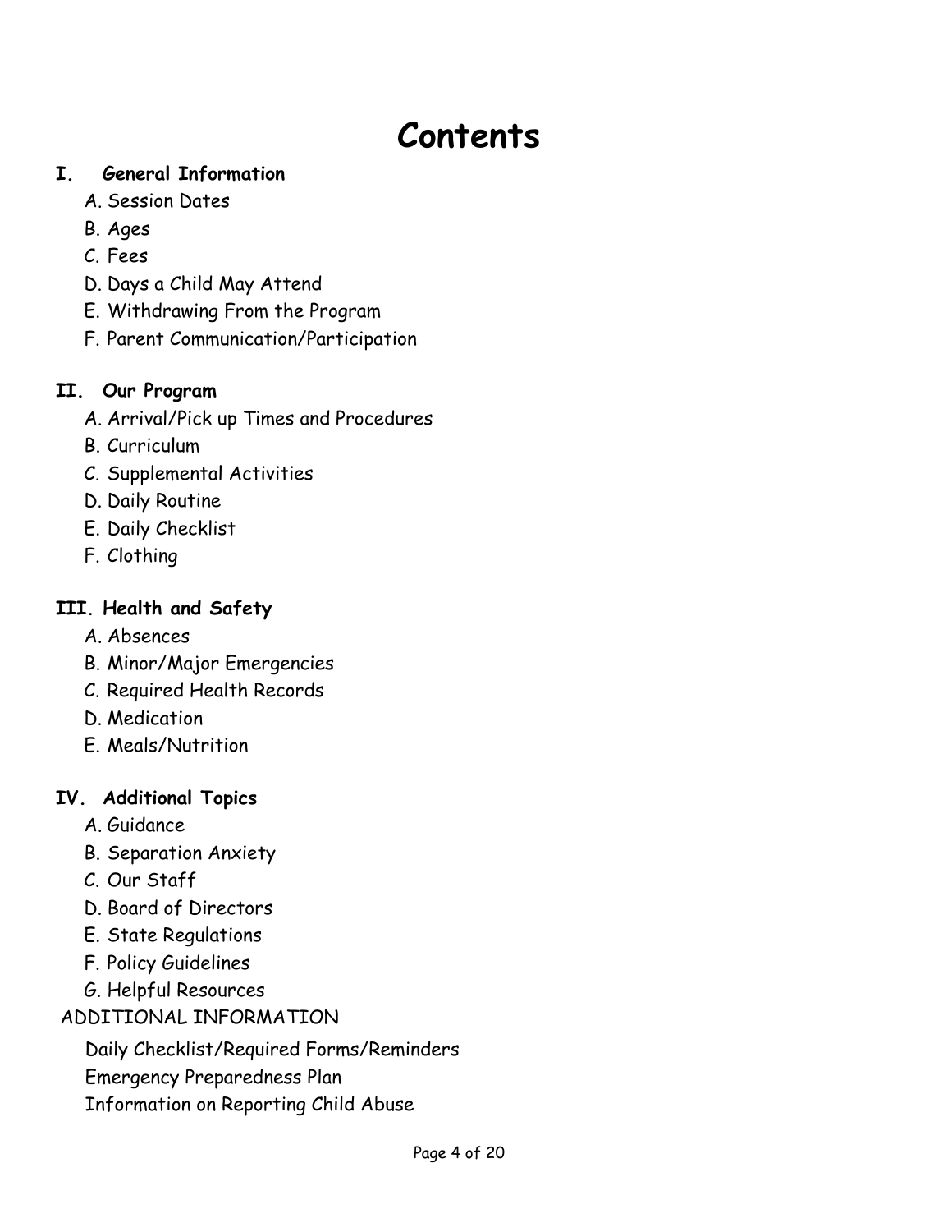# Contents

**I. General Information**

A. Session Dates
B. Ages
C. Fees
D. Days a Child May Attend
E. Withdrawing From the Program
F. Parent Communication/Participation

**II. Our Program**

A. Arrival/Pick up Times and Procedures
B. Curriculum
C. Supplemental Activities
D. Daily Routine
E. Daily Checklist
F. Clothing

**III. Health and Safety**

A. Absences
B. Minor/Major Emergencies
C. Required Health Records
D. Medication
E. Meals/Nutrition

**IV. Additional Topics**

A. Guidance
B. Separation Anxiety
C. Our Staff
D. Board of Directors
E. State Regulations
F. Policy Guidelines
G. Helpful Resources

ADDITIONAL INFORMATION

Daily Checklist/Required Forms/Reminders
Emergency Preparedness Plan
Information on Reporting Child Abuse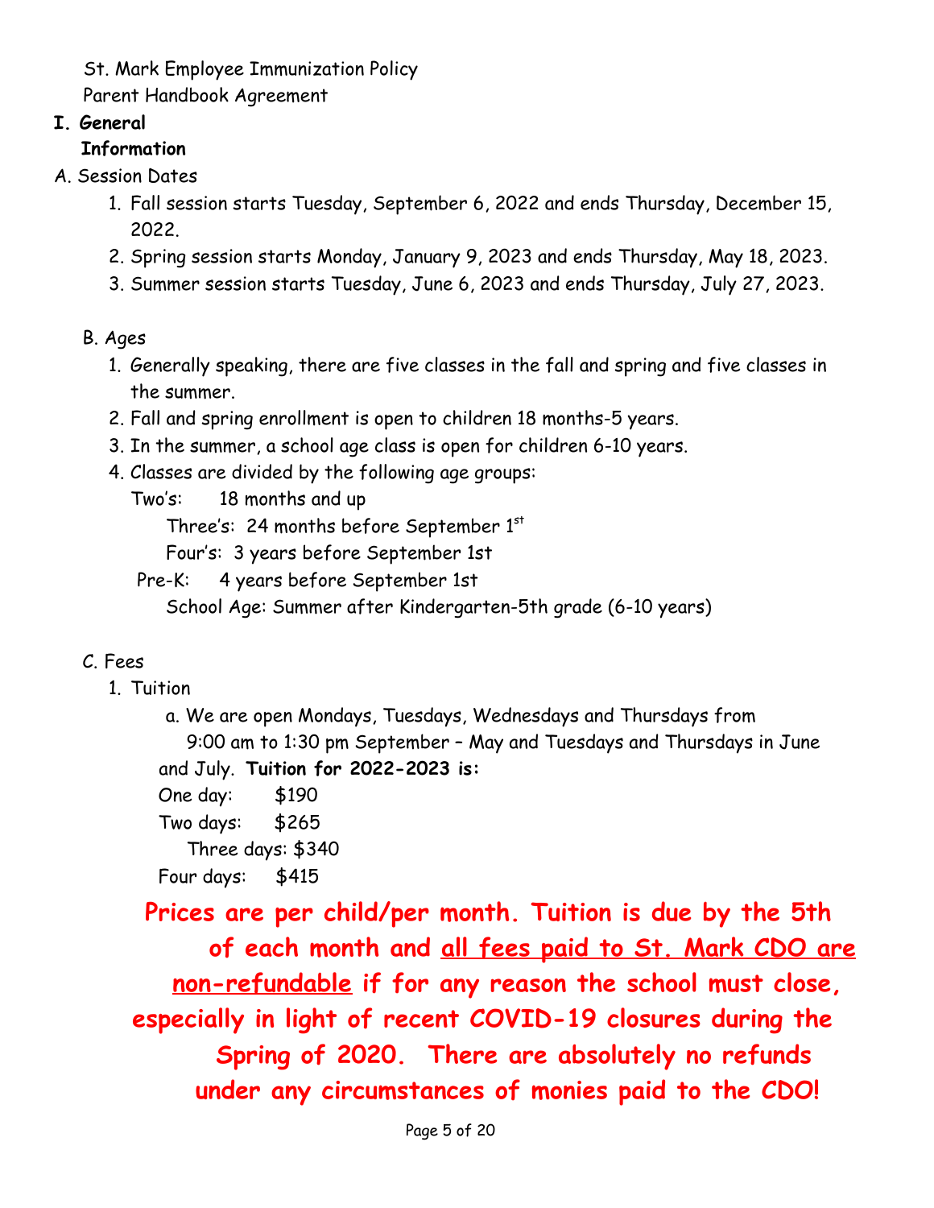St. Mark Employee Immunization Policy

Parent Handbook Agreement

# I. General Information

## A. Session Dates

1. Fall session starts Tuesday, September 6, 2022 and ends Thursday, December 15, 2022.
2. Spring session starts Monday, January 9, 2023 and ends Thursday, May 18, 2023.
3. Summer session starts Tuesday, June 6, 2023 and ends Thursday, July 27, 2023.

## B. Ages

1. Generally speaking, there are five classes in the fall and spring and five classes in the summer.
2. Fall and spring enrollment is open to children 18 months-5 years.
3. In the summer, a school age class is open for children 6-10 years.
4. Classes are divided by the following age groups:

   Two's: 18 months and up

   Three's: 24 months before September 1st

   Four's: 3 years before September 1st

   Pre-K: 4 years before September 1st

   School Age: Summer after Kindergarten-5th grade (6-10 years)

## C. Fees

1. Tuition

   a. We are open Mondays, Tuesdays, Wednesdays and Thursdays from 9:00 am to 1:30 pm September – May and Tuesdays and Thursdays in June and July. **Tuition for 2022-2023 is:**

   One day: $190

   Two days: $265

   Three days: $340

   Four days: $415

**Prices are per child/per month. Tuition is due by the 5th of each month and <u>all fees paid to St. Mark CDO are non-refundable</u> if for any reason the school must close, especially in light of recent COVID-19 closures during the Spring of 2020. There are absolutely no refunds under any circumstances of monies paid to the CDO!**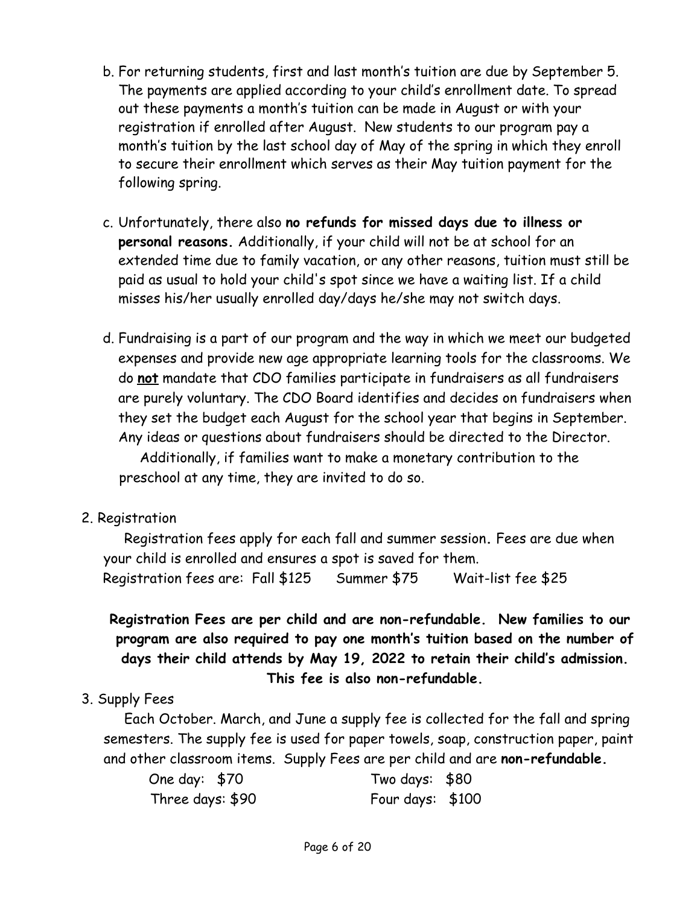b. For returning students, first and last month's tuition are due by September 5. The payments are applied according to your child's enrollment date. To spread out these payments a month's tuition can be made in August or with your registration if enrolled after August. New students to our program pay a month's tuition by the last school day of May of the spring in which they enroll to secure their enrollment which serves as their May tuition payment for the following spring.

c. Unfortunately, there also **no refunds for missed days due to illness or personal reasons.** Additionally, if your child will not be at school for an extended time due to family vacation, or any other reasons, tuition must still be paid as usual to hold your child's spot since we have a waiting list. If a child misses his/her usually enrolled day/days he/she may not switch days.

d. Fundraising is a part of our program and the way in which we meet our budgeted expenses and provide new age appropriate learning tools for the classrooms. We do **not** mandate that CDO families participate in fundraisers as all fundraisers are purely voluntary. The CDO Board identifies and decides on fundraisers when they set the budget each August for the school year that begins in September. Any ideas or questions about fundraisers should be directed to the Director.

Additionally, if families want to make a monetary contribution to the preschool at any time, they are invited to do so.

2. Registration

Registration fees apply for each fall and summer session. Fees are due when your child is enrolled and ensures a spot is saved for them.

Registration fees are: Fall $125 Summer $75 Wait-list fee $25

**Registration Fees are per child and are non-refundable. New families to our program are also required to pay one month's tuition based on the number of days their child attends by May 19, 2022 to retain their child's admission. This fee is also non-refundable.**

3. Supply Fees

Each October. March, and June a supply fee is collected for the fall and spring semesters. The supply fee is used for paper towels, soap, construction paper, paint and other classroom items. Supply Fees are per child and are **non-refundable.**

One day: $70 Two days: $80

Three days: $90 Four days: $100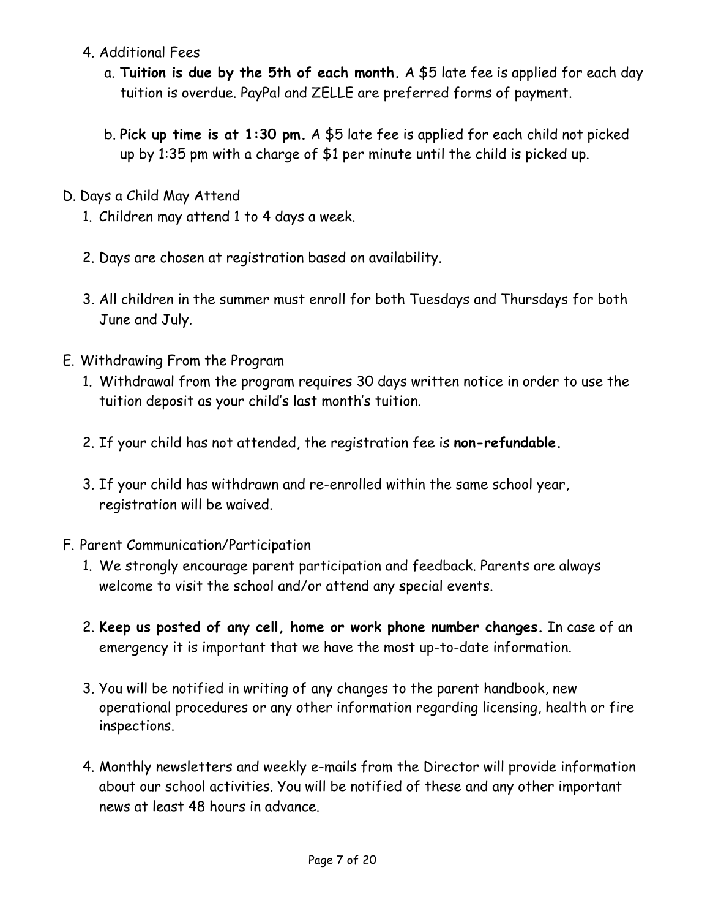4. Additional Fees
    a. **Tuition is due by the 5th of each month.** A $5 late fee is applied for each day tuition is overdue. PayPal and ZELLE are preferred forms of payment.

    b. **Pick up time is at 1:30 pm.** A $5 late fee is applied for each child not picked up by 1:35 pm with a charge of $1 per minute until the child is picked up.

D. Days a Child May Attend

1. Children may attend 1 to 4 days a week.

2. Days are chosen at registration based on availability.

3. All children in the summer must enroll for both Tuesdays and Thursdays for both June and July.

E. Withdrawing From the Program

1. Withdrawal from the program requires 30 days written notice in order to use the tuition deposit as your child's last month's tuition.

2. If your child has not attended, the registration fee is **non-refundable.**

3. If your child has withdrawn and re-enrolled within the same school year, registration will be waived.

F. Parent Communication/Participation

1. We strongly encourage parent participation and feedback. Parents are always welcome to visit the school and/or attend any special events.

2. **Keep us posted of any cell, home or work phone number changes.** In case of an emergency it is important that we have the most up-to-date information.

3. You will be notified in writing of any changes to the parent handbook, new operational procedures or any other information regarding licensing, health or fire inspections.

4. Monthly newsletters and weekly e-mails from the Director will provide information about our school activities. You will be notified of these and any other important news at least 48 hours in advance.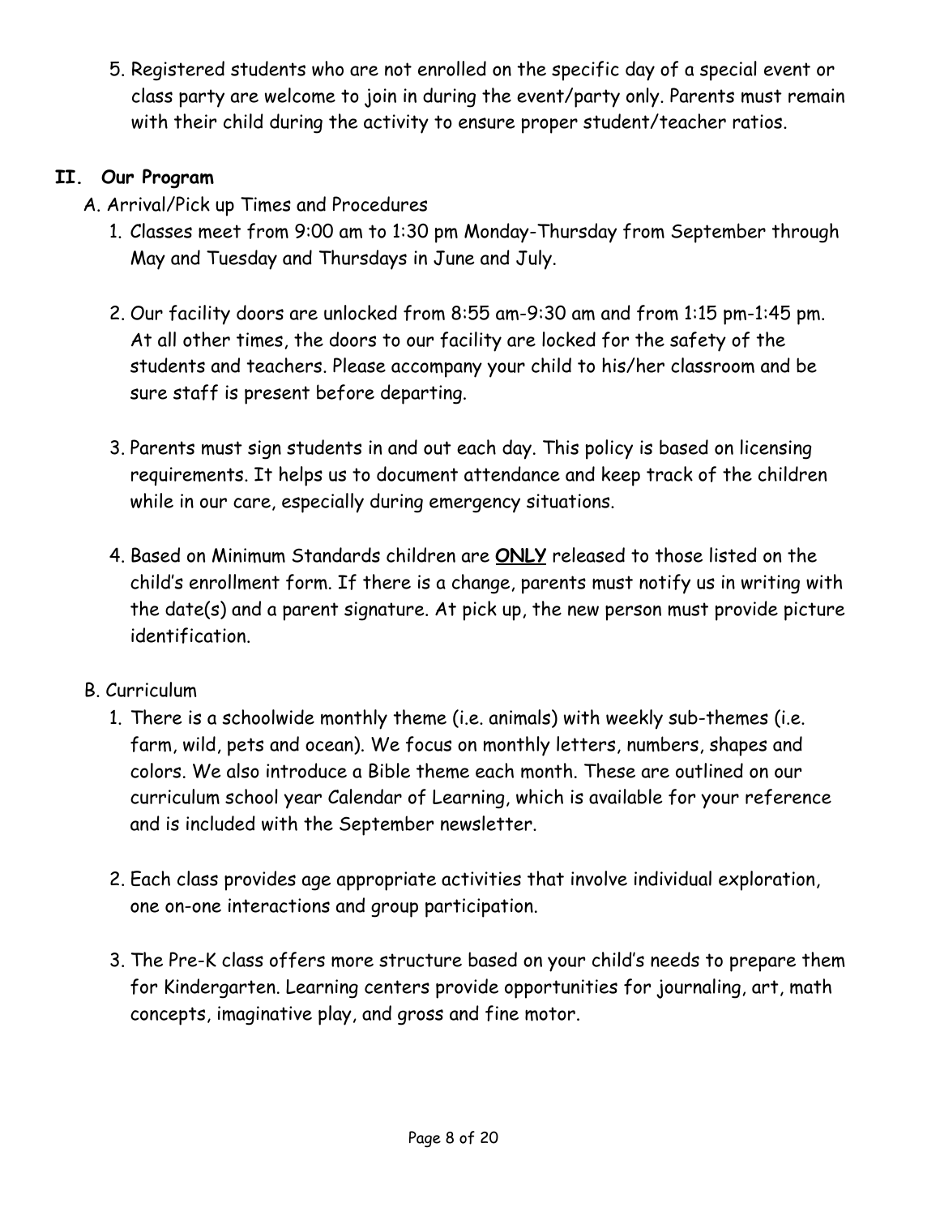5. Registered students who are not enrolled on the specific day of a special event or class party are welcome to join in during the event/party only. Parents must remain with their child during the activity to ensure proper student/teacher ratios.

## II. Our Program

A. Arrival/Pick up Times and Procedures

1. Classes meet from 9:00 am to 1:30 pm Monday-Thursday from September through May and Tuesday and Thursdays in June and July.

2. Our facility doors are unlocked from 8:55 am-9:30 am and from 1:15 pm-1:45 pm. At all other times, the doors to our facility are locked for the safety of the students and teachers. Please accompany your child to his/her classroom and be sure staff is present before departing.

3. Parents must sign students in and out each day. This policy is based on licensing requirements. It helps us to document attendance and keep track of the children while in our care, especially during emergency situations.

4. Based on Minimum Standards children are <u>**ONLY**</u> released to those listed on the child's enrollment form. If there is a change, parents must notify us in writing with the date(s) and a parent signature. At pick up, the new person must provide picture identification.

B. Curriculum

1. There is a schoolwide monthly theme (i.e. animals) with weekly sub-themes (i.e. farm, wild, pets and ocean). We focus on monthly letters, numbers, shapes and colors. We also introduce a Bible theme each month. These are outlined on our curriculum school year Calendar of Learning, which is available for your reference and is included with the September newsletter.

2. Each class provides age appropriate activities that involve individual exploration, one on-one interactions and group participation.

3. The Pre-K class offers more structure based on your child's needs to prepare them for Kindergarten. Learning centers provide opportunities for journaling, art, math concepts, imaginative play, and gross and fine motor.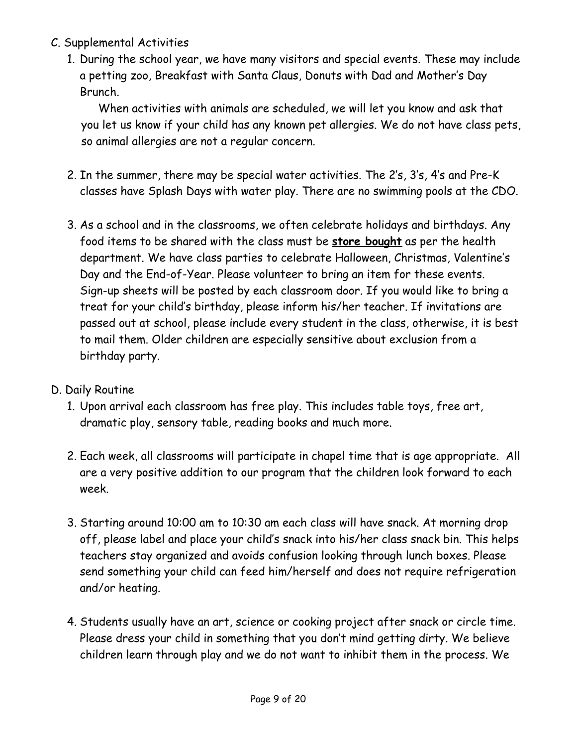C. Supplemental Activities

1. During the school year, we have many visitors and special events. These may include a petting zoo, Breakfast with Santa Claus, Donuts with Dad and Mother's Day Brunch.

   When activities with animals are scheduled, we will let you know and ask that you let us know if your child has any known pet allergies. We do not have class pets, so animal allergies are not a regular concern.

2. In the summer, there may be special water activities. The 2's, 3's, 4's and Pre-K classes have Splash Days with water play. There are no swimming pools at the CDO.

3. As a school and in the classrooms, we often celebrate holidays and birthdays. Any food items to be shared with the class must be **store bought** as per the health department. We have class parties to celebrate Halloween, Christmas, Valentine's Day and the End-of-Year. Please volunteer to bring an item for these events. Sign-up sheets will be posted by each classroom door. If you would like to bring a treat for your child's birthday, please inform his/her teacher. If invitations are passed out at school, please include every student in the class, otherwise, it is best to mail them. Older children are especially sensitive about exclusion from a birthday party.

D. Daily Routine

1. Upon arrival each classroom has free play. This includes table toys, free art, dramatic play, sensory table, reading books and much more.

2. Each week, all classrooms will participate in chapel time that is age appropriate. All are a very positive addition to our program that the children look forward to each week.

3. Starting around 10:00 am to 10:30 am each class will have snack. At morning drop off, please label and place your child's snack into his/her class snack bin. This helps teachers stay organized and avoids confusion looking through lunch boxes. Please send something your child can feed him/herself and does not require refrigeration and/or heating.

4. Students usually have an art, science or cooking project after snack or circle time. Please dress your child in something that you don't mind getting dirty. We believe children learn through play and we do not want to inhibit them in the process. We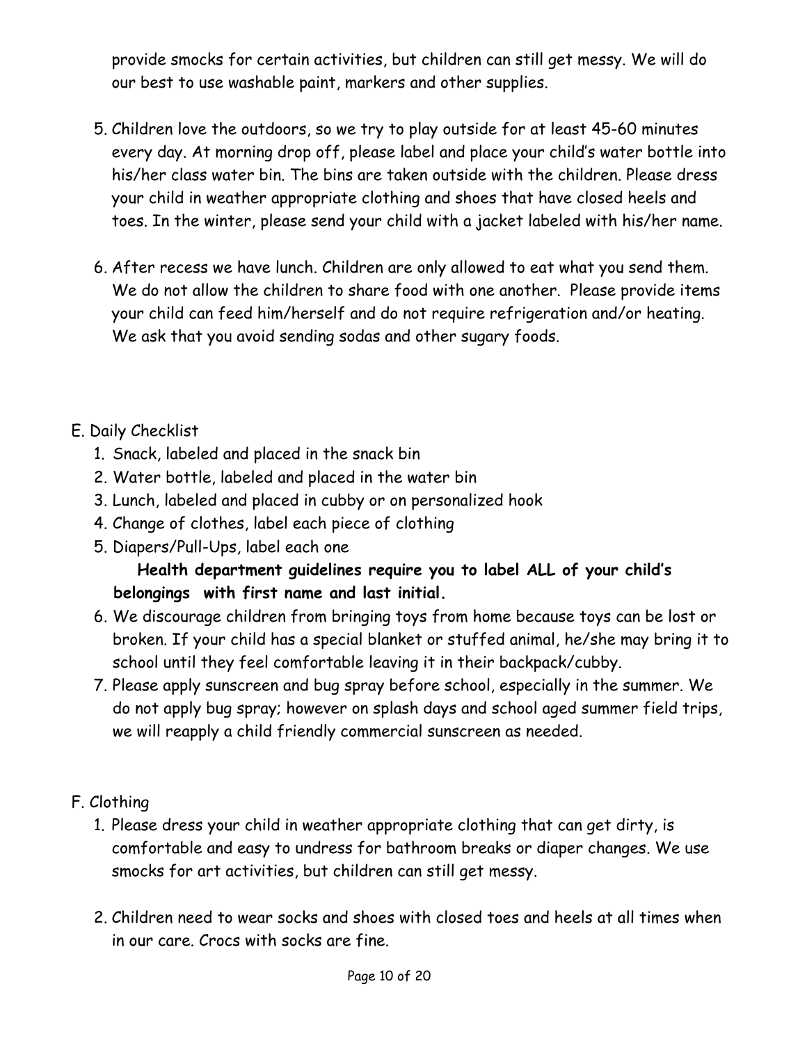provide smocks for certain activities, but children can still get messy. We will do our best to use washable paint, markers and other supplies.

5. Children love the outdoors, so we try to play outside for at least 45-60 minutes every day. At morning drop off, please label and place your child's water bottle into his/her class water bin. The bins are taken outside with the children. Please dress your child in weather appropriate clothing and shoes that have closed heels and toes. In the winter, please send your child with a jacket labeled with his/her name.

6. After recess we have lunch. Children are only allowed to eat what you send them. We do not allow the children to share food with one another. Please provide items your child can feed him/herself and do not require refrigeration and/or heating. We ask that you avoid sending sodas and other sugary foods.

E. Daily Checklist

1. Snack, labeled and placed in the snack bin
2. Water bottle, labeled and placed in the water bin
3. Lunch, labeled and placed in cubby or on personalized hook
4. Change of clothes, label each piece of clothing
5. Diapers/Pull-Ups, label each one

   **Health department guidelines require you to label ALL of your child's belongings with first name and last initial.**

6. We discourage children from bringing toys from home because toys can be lost or broken. If your child has a special blanket or stuffed animal, he/she may bring it to school until they feel comfortable leaving it in their backpack/cubby.
7. Please apply sunscreen and bug spray before school, especially in the summer. We do not apply bug spray; however on splash days and school aged summer field trips, we will reapply a child friendly commercial sunscreen as needed.

F. Clothing

1. Please dress your child in weather appropriate clothing that can get dirty, is comfortable and easy to undress for bathroom breaks or diaper changes. We use smocks for art activities, but children can still get messy.

2. Children need to wear socks and shoes with closed toes and heels at all times when in our care. Crocs with socks are fine.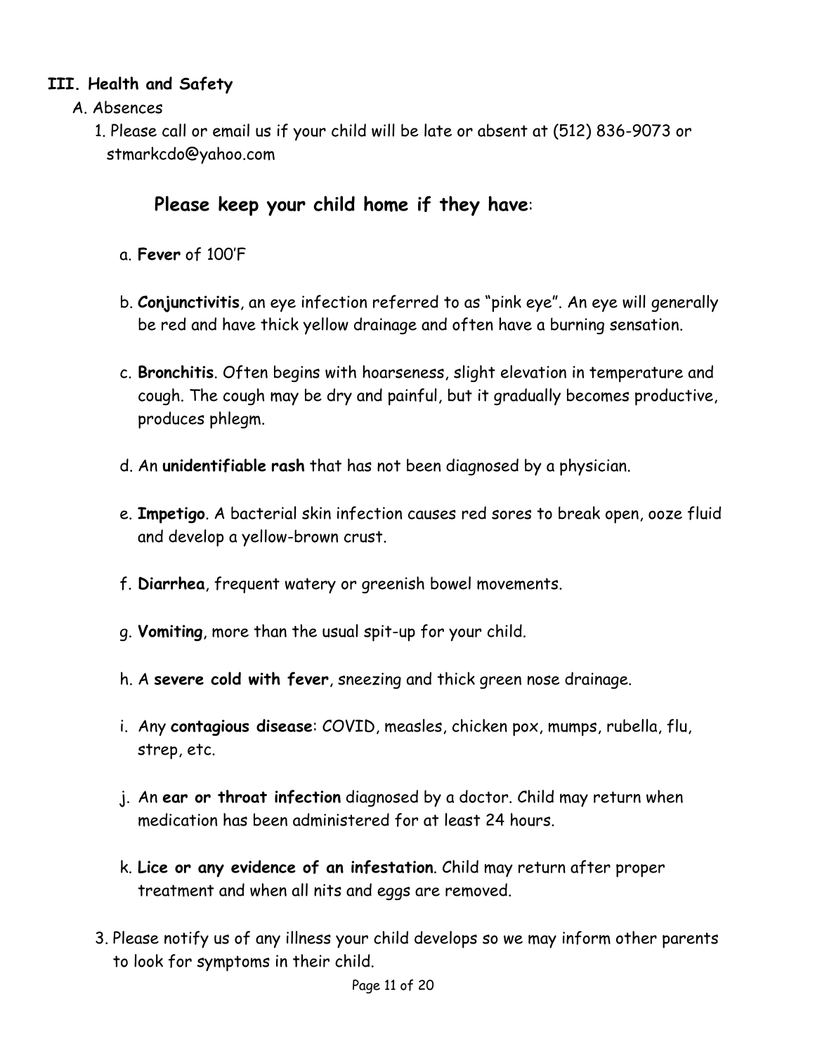## III. Health and Safety

A. Absences

1. Please call or email us if your child will be late or absent at (512) 836-9073 or stmarkcdo@yahoo.com

### Please keep your child home if they have:

a. **Fever** of 100'F

b. **Conjunctivitis**, an eye infection referred to as "pink eye". An eye will generally be red and have thick yellow drainage and often have a burning sensation.

c. **Bronchitis**. Often begins with hoarseness, slight elevation in temperature and cough. The cough may be dry and painful, but it gradually becomes productive, produces phlegm.

d. An **unidentifiable rash** that has not been diagnosed by a physician.

e. **Impetigo**. A bacterial skin infection causes red sores to break open, ooze fluid and develop a yellow-brown crust.

f. **Diarrhea**, frequent watery or greenish bowel movements.

g. **Vomiting**, more than the usual spit-up for your child.

h. A **severe cold with fever**, sneezing and thick green nose drainage.

i. Any **contagious disease**: COVID, measles, chicken pox, mumps, rubella, flu, strep, etc.

j. An **ear or throat infection** diagnosed by a doctor. Child may return when medication has been administered for at least 24 hours.

k. **Lice or any evidence of an infestation**. Child may return after proper treatment and when all nits and eggs are removed.

3. Please notify us of any illness your child develops so we may inform other parents to look for symptoms in their child.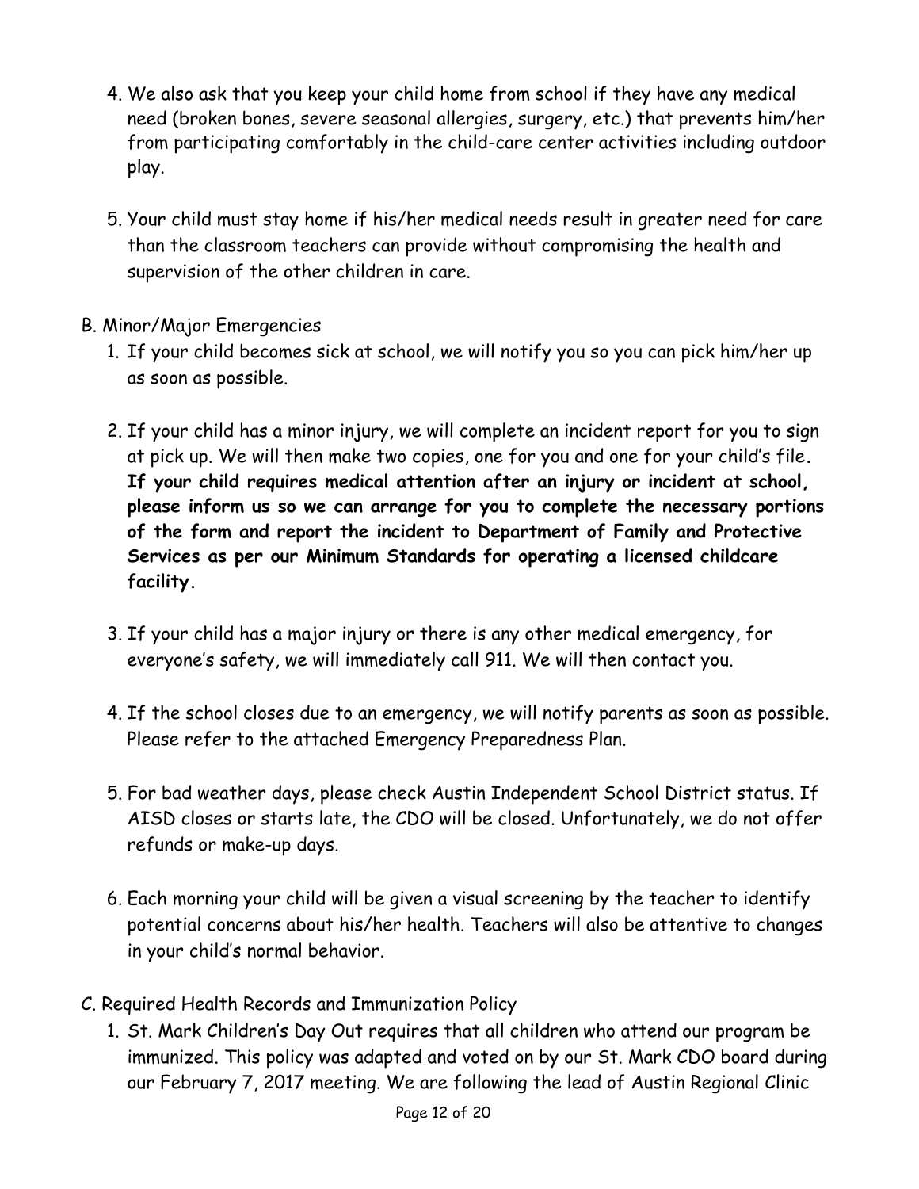4. We also ask that you keep your child home from school if they have any medical need (broken bones, severe seasonal allergies, surgery, etc.) that prevents him/her from participating comfortably in the child-care center activities including outdoor play.

5. Your child must stay home if his/her medical needs result in greater need for care than the classroom teachers can provide without compromising the health and supervision of the other children in care.

B. Minor/Major Emergencies

1. If your child becomes sick at school, we will notify you so you can pick him/her up as soon as possible.

2. If your child has a minor injury, we will complete an incident report for you to sign at pick up. We will then make two copies, one for you and one for your child's file. **If your child requires medical attention after an injury or incident at school, please inform us so we can arrange for you to complete the necessary portions of the form and report the incident to Department of Family and Protective Services as per our Minimum Standards for operating a licensed childcare facility.**

3. If your child has a major injury or there is any other medical emergency, for everyone's safety, we will immediately call 911. We will then contact you.

4. If the school closes due to an emergency, we will notify parents as soon as possible. Please refer to the attached Emergency Preparedness Plan.

5. For bad weather days, please check Austin Independent School District status. If AISD closes or starts late, the CDO will be closed. Unfortunately, we do not offer refunds or make-up days.

6. Each morning your child will be given a visual screening by the teacher to identify potential concerns about his/her health. Teachers will also be attentive to changes in your child's normal behavior.

C. Required Health Records and Immunization Policy

1. St. Mark Children's Day Out requires that all children who attend our program be immunized. This policy was adapted and voted on by our St. Mark CDO board during our February 7, 2017 meeting. We are following the lead of Austin Regional Clinic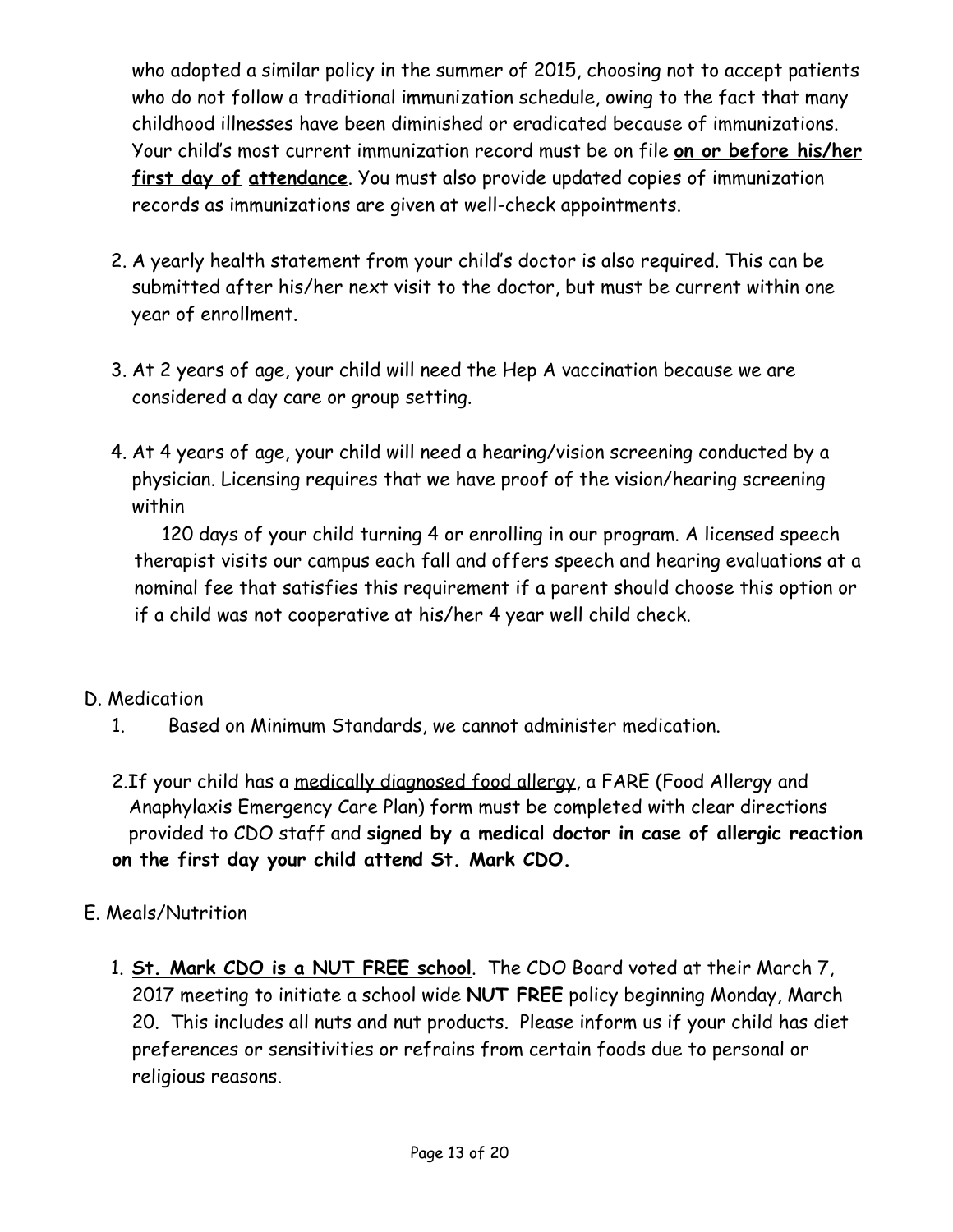who adopted a similar policy in the summer of 2015, choosing not to accept patients who do not follow a traditional immunization schedule, owing to the fact that many childhood illnesses have been diminished or eradicated because of immunizations. Your child's most current immunization record must be on file **on or before his/her first day of attendance**. You must also provide updated copies of immunization records as immunizations are given at well-check appointments.

2. A yearly health statement from your child's doctor is also required. This can be submitted after his/her next visit to the doctor, but must be current within one year of enrollment.

3. At 2 years of age, your child will need the Hep A vaccination because we are considered a day care or group setting.

4. At 4 years of age, your child will need a hearing/vision screening conducted by a physician. Licensing requires that we have proof of the vision/hearing screening within

   120 days of your child turning 4 or enrolling in our program. A licensed speech therapist visits our campus each fall and offers speech and hearing evaluations at a nominal fee that satisfies this requirement if a parent should choose this option or if a child was not cooperative at his/her 4 year well child check.

D. Medication

1. Based on Minimum Standards, we cannot administer medication.

2. If your child has a medically diagnosed food allergy, a FARE (Food Allergy and Anaphylaxis Emergency Care Plan) form must be completed with clear directions provided to CDO staff and **signed by a medical doctor in case of allergic reaction on the first day your child attend St. Mark CDO.**

E. Meals/Nutrition

1. **St. Mark CDO is a NUT FREE school**. The CDO Board voted at their March 7, 2017 meeting to initiate a school wide **NUT FREE** policy beginning Monday, March 20. This includes all nuts and nut products. Please inform us if your child has diet preferences or sensitivities or refrains from certain foods due to personal or religious reasons.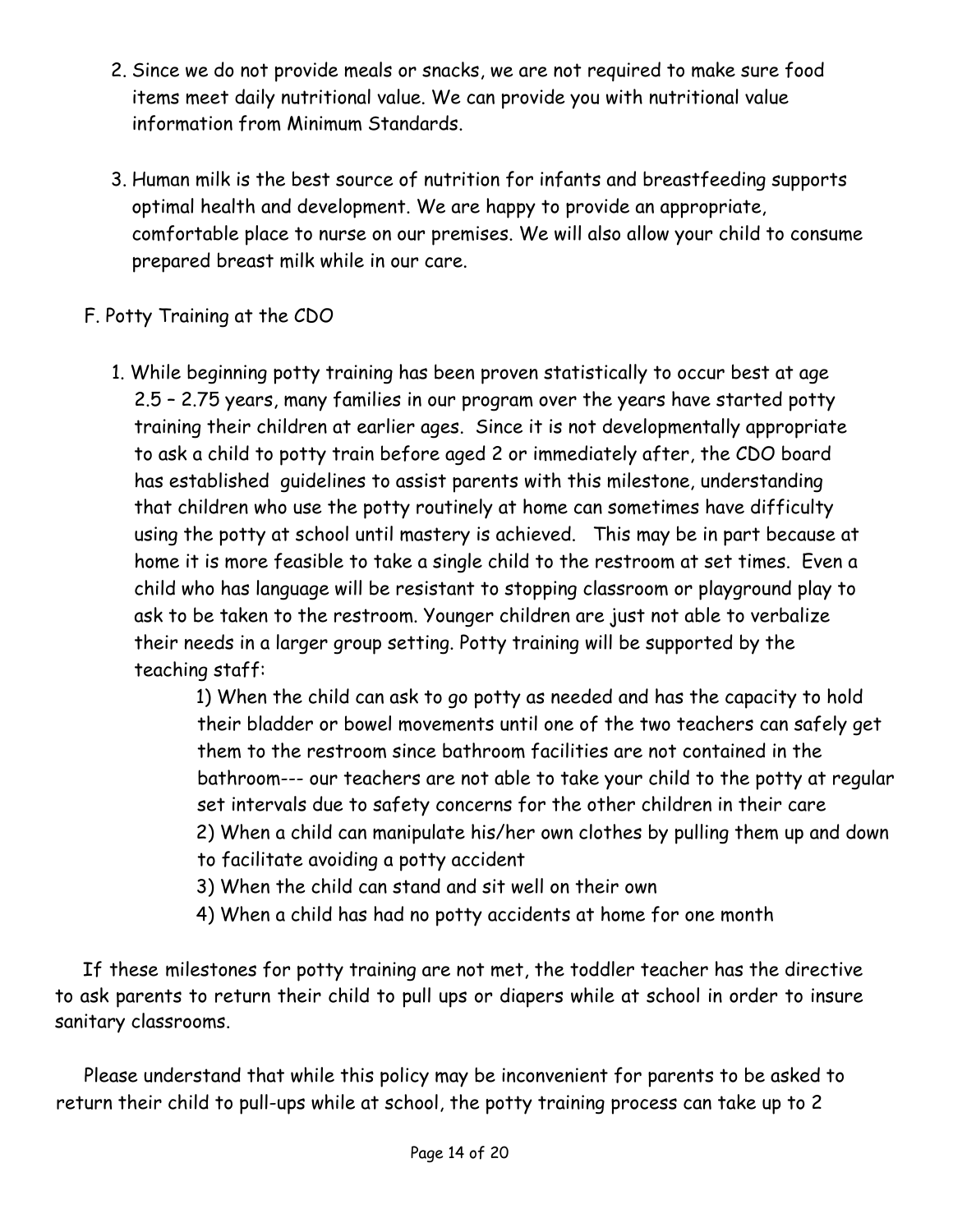2. Since we do not provide meals or snacks, we are not required to make sure food items meet daily nutritional value. We can provide you with nutritional value information from Minimum Standards.

3. Human milk is the best source of nutrition for infants and breastfeeding supports optimal health and development. We are happy to provide an appropriate, comfortable place to nurse on our premises. We will also allow your child to consume prepared breast milk while in our care.

F. Potty Training at the CDO

1. While beginning potty training has been proven statistically to occur best at age 2.5 – 2.75 years, many families in our program over the years have started potty training their children at earlier ages. Since it is not developmentally appropriate to ask a child to potty train before aged 2 or immediately after, the CDO board has established guidelines to assist parents with this milestone, understanding that children who use the potty routinely at home can sometimes have difficulty using the potty at school until mastery is achieved. This may be in part because at home it is more feasible to take a single child to the restroom at set times. Even a child who has language will be resistant to stopping classroom or playground play to ask to be taken to the restroom. Younger children are just not able to verbalize their needs in a larger group setting. Potty training will be supported by the teaching staff:

   1) When the child can ask to go potty as needed and has the capacity to hold their bladder or bowel movements until one of the two teachers can safely get them to the restroom since bathroom facilities are not contained in the bathroom--- our teachers are not able to take your child to the potty at regular set intervals due to safety concerns for the other children in their care
   2) When a child can manipulate his/her own clothes by pulling them up and down to facilitate avoiding a potty accident
   3) When the child can stand and sit well on their own
   4) When a child has had no potty accidents at home for one month

If these milestones for potty training are not met, the toddler teacher has the directive to ask parents to return their child to pull ups or diapers while at school in order to insure sanitary classrooms.

Please understand that while this policy may be inconvenient for parents to be asked to return their child to pull-ups while at school, the potty training process can take up to 2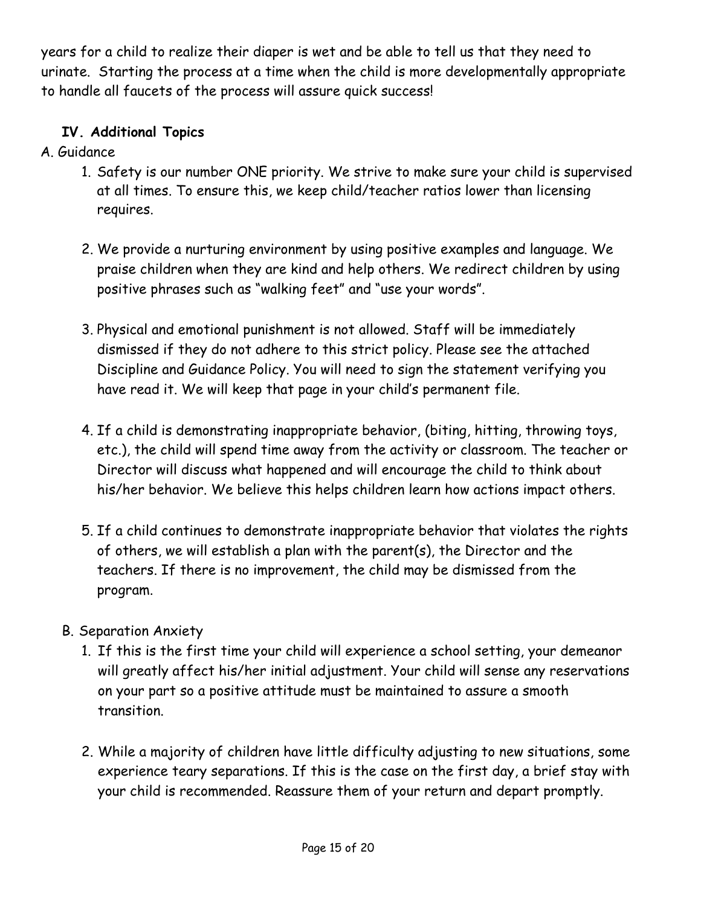years for a child to realize their diaper is wet and be able to tell us that they need to urinate. Starting the process at a time when the child is more developmentally appropriate to handle all faucets of the process will assure quick success!

## IV. Additional Topics

A. Guidance

1. Safety is our number ONE priority. We strive to make sure your child is supervised at all times. To ensure this, we keep child/teacher ratios lower than licensing requires.

2. We provide a nurturing environment by using positive examples and language. We praise children when they are kind and help others. We redirect children by using positive phrases such as "walking feet" and "use your words".

3. Physical and emotional punishment is not allowed. Staff will be immediately dismissed if they do not adhere to this strict policy. Please see the attached Discipline and Guidance Policy. You will need to sign the statement verifying you have read it. We will keep that page in your child's permanent file.

4. If a child is demonstrating inappropriate behavior, (biting, hitting, throwing toys, etc.), the child will spend time away from the activity or classroom. The teacher or Director will discuss what happened and will encourage the child to think about his/her behavior. We believe this helps children learn how actions impact others.

5. If a child continues to demonstrate inappropriate behavior that violates the rights of others, we will establish a plan with the parent(s), the Director and the teachers. If there is no improvement, the child may be dismissed from the program.

B. Separation Anxiety

1. If this is the first time your child will experience a school setting, your demeanor will greatly affect his/her initial adjustment. Your child will sense any reservations on your part so a positive attitude must be maintained to assure a smooth transition.

2. While a majority of children have little difficulty adjusting to new situations, some experience teary separations. If this is the case on the first day, a brief stay with your child is recommended. Reassure them of your return and depart promptly.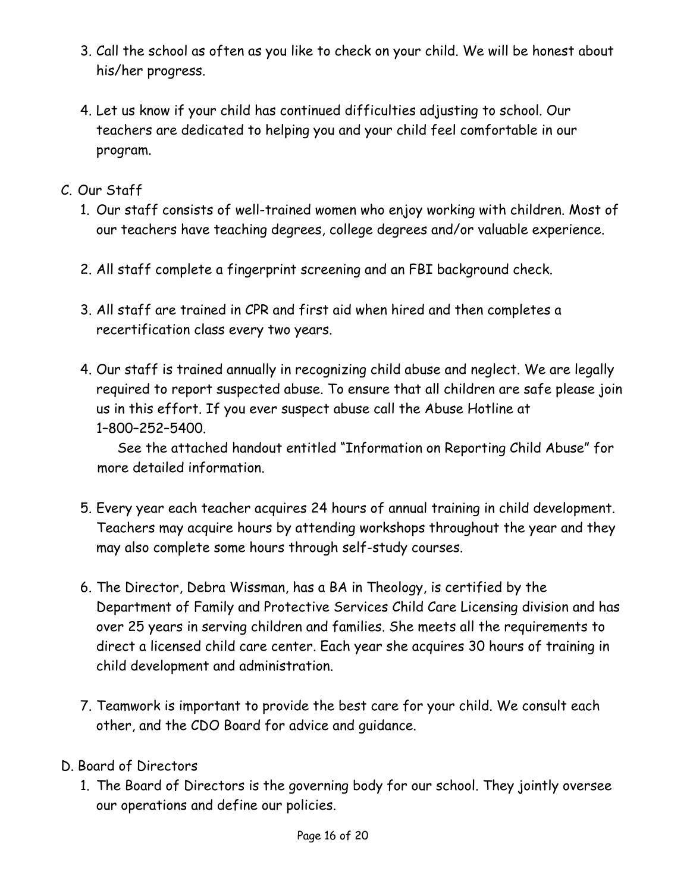3. Call the school as often as you like to check on your child. We will be honest about his/her progress.

4. Let us know if your child has continued difficulties adjusting to school. Our teachers are dedicated to helping you and your child feel comfortable in our program.

C. Our Staff

1. Our staff consists of well-trained women who enjoy working with children. Most of our teachers have teaching degrees, college degrees and/or valuable experience.

2. All staff complete a fingerprint screening and an FBI background check.

3. All staff are trained in CPR and first aid when hired and then completes a recertification class every two years.

4. Our staff is trained annually in recognizing child abuse and neglect. We are legally required to report suspected abuse. To ensure that all children are safe please join us in this effort. If you ever suspect abuse call the Abuse Hotline at 1–800–252–5400.
   See the attached handout entitled "Information on Reporting Child Abuse" for more detailed information.

5. Every year each teacher acquires 24 hours of annual training in child development. Teachers may acquire hours by attending workshops throughout the year and they may also complete some hours through self-study courses.

6. The Director, Debra Wissman, has a BA in Theology, is certified by the Department of Family and Protective Services Child Care Licensing division and has over 25 years in serving children and families. She meets all the requirements to direct a licensed child care center. Each year she acquires 30 hours of training in child development and administration.

7. Teamwork is important to provide the best care for your child. We consult each other, and the CDO Board for advice and guidance.

D. Board of Directors

1. The Board of Directors is the governing body for our school. They jointly oversee our operations and define our policies.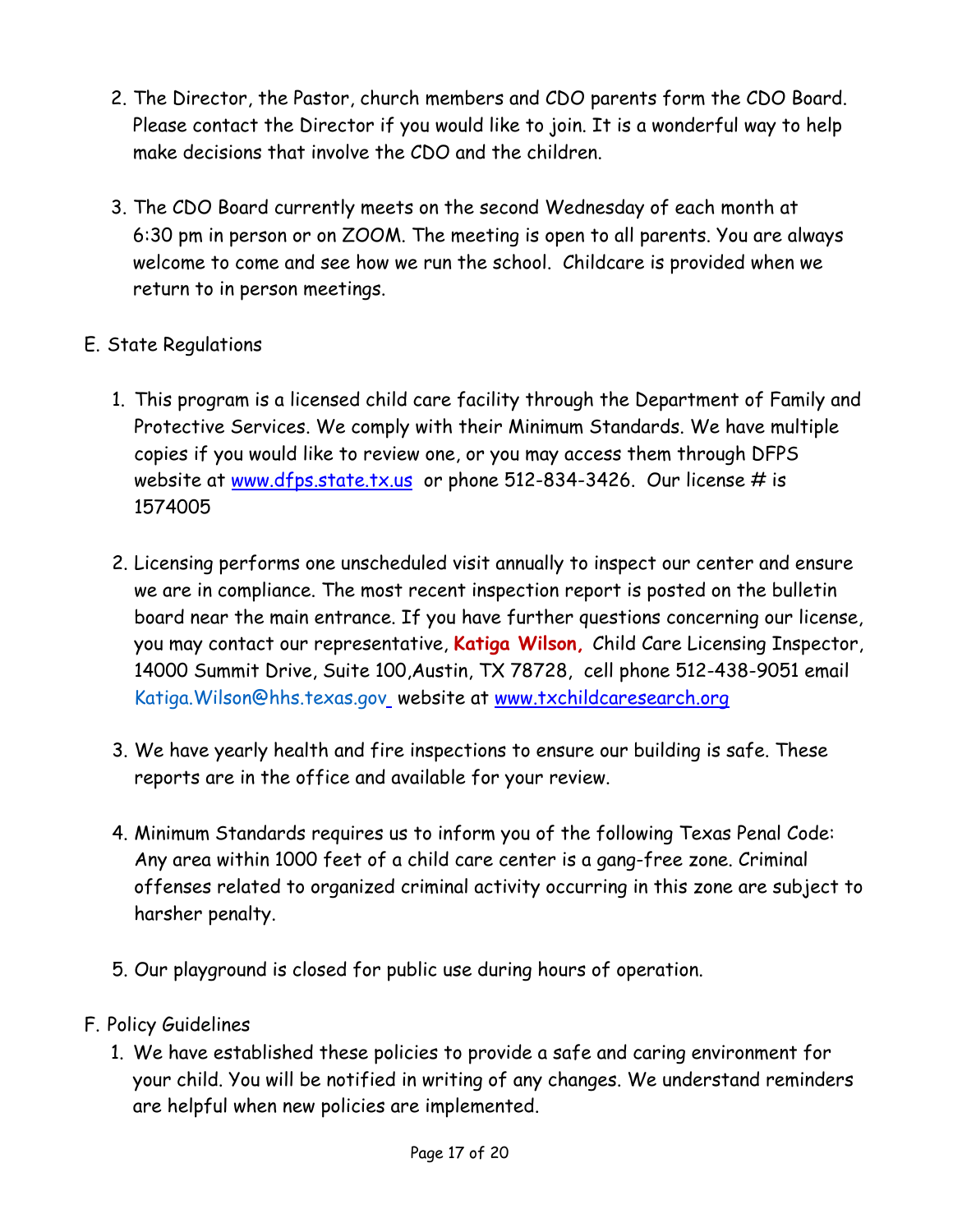2. The Director, the Pastor, church members and CDO parents form the CDO Board. Please contact the Director if you would like to join. It is a wonderful way to help make decisions that involve the CDO and the children.

3. The CDO Board currently meets on the second Wednesday of each month at 6:30 pm in person or on ZOOM. The meeting is open to all parents. You are always welcome to come and see how we run the school. Childcare is provided when we return to in person meetings.

E. State Regulations

1. This program is a licensed child care facility through the Department of Family and Protective Services. We comply with their Minimum Standards. We have multiple copies if you would like to review one, or you may access them through DFPS website at www.dfps.state.tx.us or phone 512-834-3426. Our license # is 1574005

2. Licensing performs one unscheduled visit annually to inspect our center and ensure we are in compliance. The most recent inspection report is posted on the bulletin board near the main entrance. If you have further questions concerning our license, you may contact our representative, **Katiga Wilson,** Child Care Licensing Inspector, 14000 Summit Drive, Suite 100,Austin, TX 78728, cell phone 512-438-9051 email Katiga.Wilson@hhs.texas.gov website at www.txchildcaresearch.org

3. We have yearly health and fire inspections to ensure our building is safe. These reports are in the office and available for your review.

4. Minimum Standards requires us to inform you of the following Texas Penal Code: Any area within 1000 feet of a child care center is a gang-free zone. Criminal offenses related to organized criminal activity occurring in this zone are subject to harsher penalty.

5. Our playground is closed for public use during hours of operation.

F. Policy Guidelines

1. We have established these policies to provide a safe and caring environment for your child. You will be notified in writing of any changes. We understand reminders are helpful when new policies are implemented.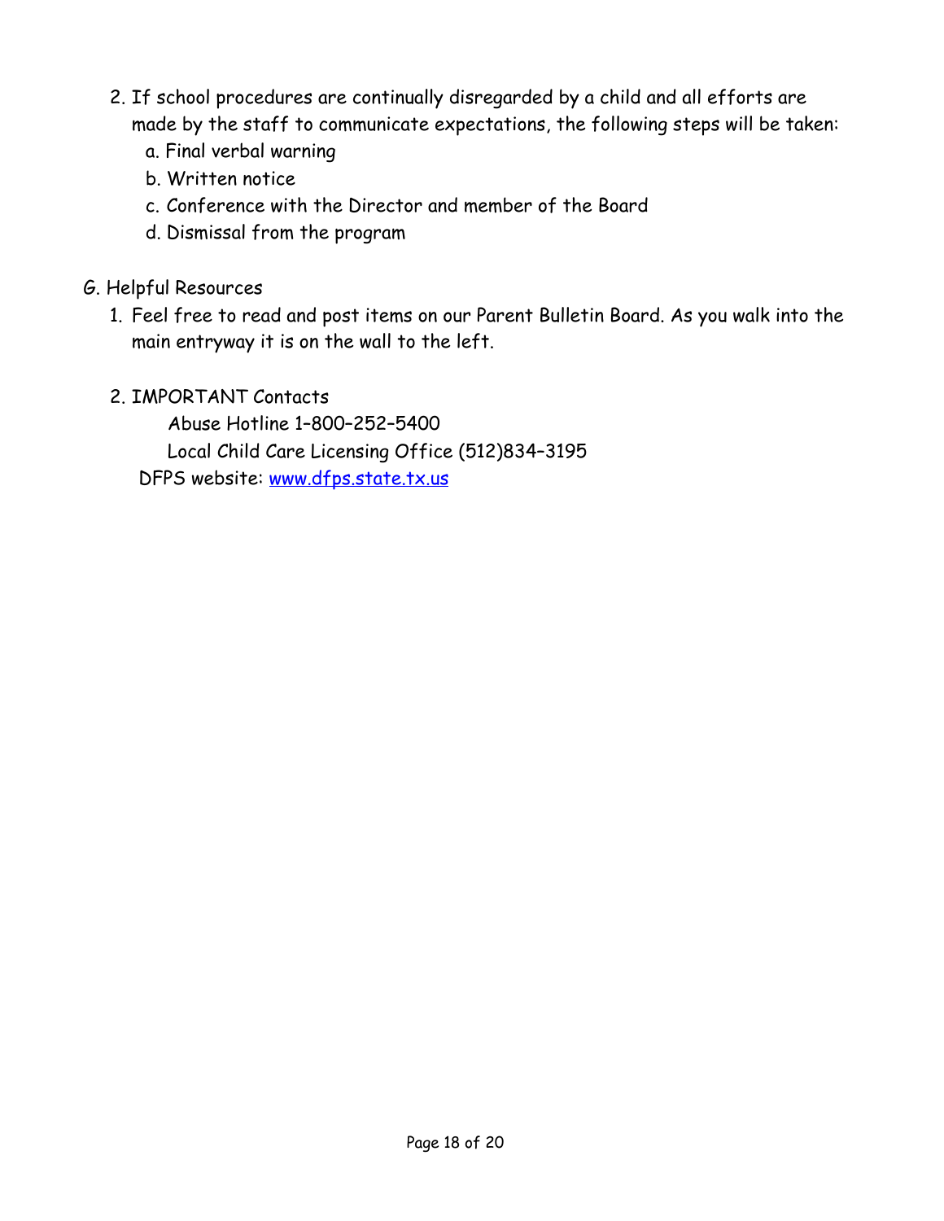2. If school procedures are continually disregarded by a child and all efforts are made by the staff to communicate expectations, the following steps will be taken:
   a. Final verbal warning
   b. Written notice
   c. Conference with the Director and member of the Board
   d. Dismissal from the program

G. Helpful Resources

1. Feel free to read and post items on our Parent Bulletin Board. As you walk into the main entryway it is on the wall to the left.

2. IMPORTANT Contacts

   Abuse Hotline 1-800-252-5400

   Local Child Care Licensing Office (512)834-3195

   DFPS website: [www.dfps.state.tx.us](http://www.dfps.state.tx.us)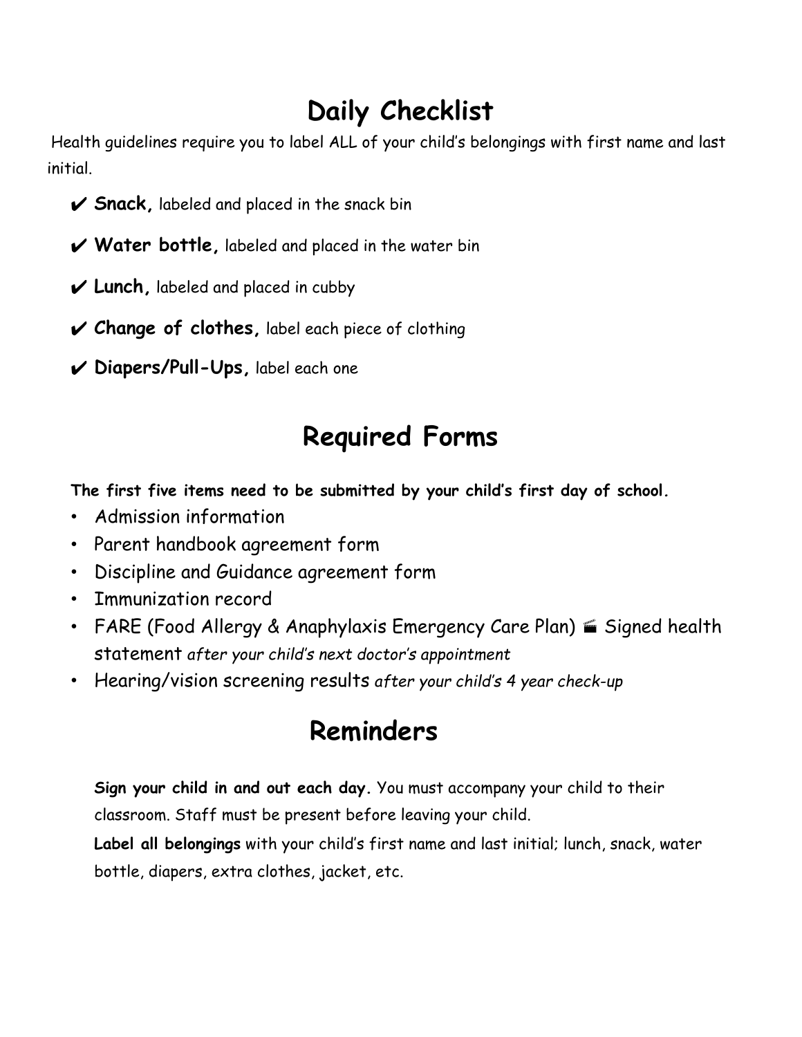# Daily Checklist

Health guidelines require you to label ALL of your child's belongings with first name and last initial.

- ✔ **Snack,** labeled and placed in the snack bin
- ✔ **Water bottle,** labeled and placed in the water bin
- ✔ **Lunch,** labeled and placed in cubby
- ✔ **Change of clothes,** label each piece of clothing
- ✔ **Diapers/Pull-Ups,** label each one

# Required Forms

**The first five items need to be submitted by your child's first day of school.**

- Admission information
- Parent handbook agreement form
- Discipline and Guidance agreement form
- Immunization record
- FARE (Food Allergy & Anaphylaxis Emergency Care Plan) 🎬 Signed health statement *after your child's next doctor's appointment*
- Hearing/vision screening results *after your child's 4 year check-up*

# Reminders

**Sign your child in and out each day.** You must accompany your child to their classroom. Staff must be present before leaving your child.

**Label all belongings** with your child's first name and last initial; lunch, snack, water bottle, diapers, extra clothes, jacket, etc.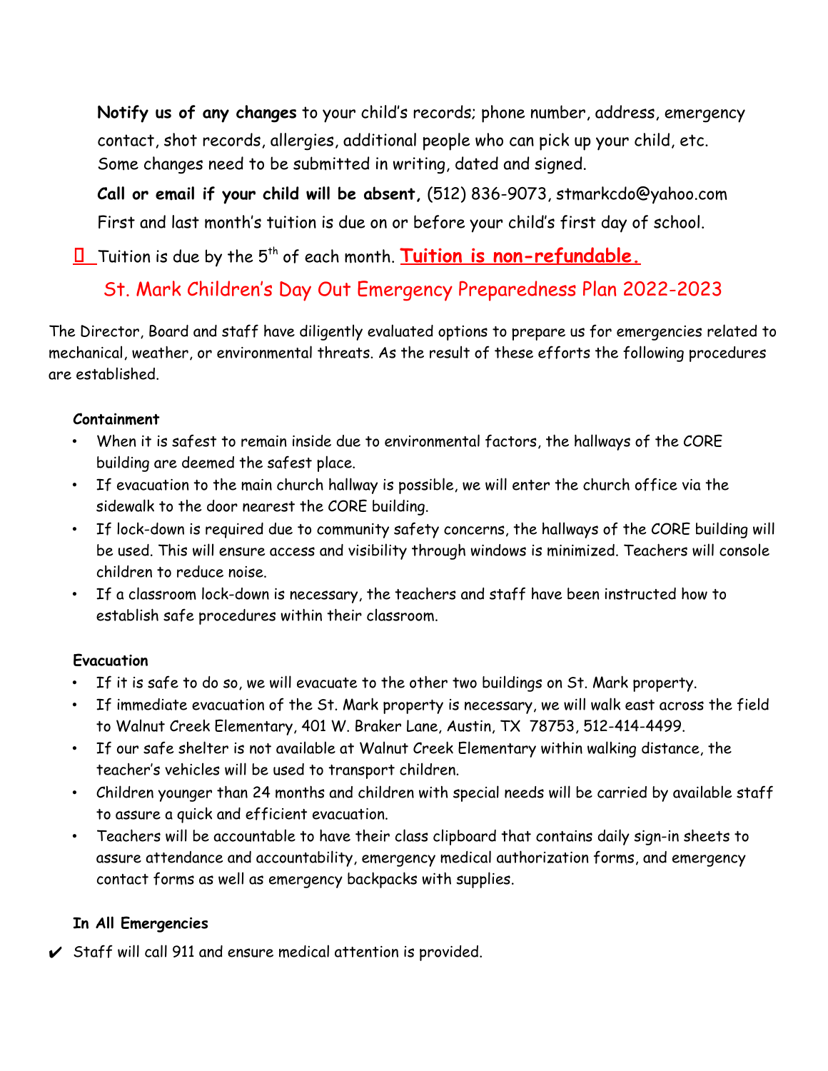**Notify us of any changes** to your child's records; phone number, address, emergency contact, shot records, allergies, additional people who can pick up your child, etc. Some changes need to be submitted in writing, dated and signed.

**Call or email if your child will be absent,** (512) 836-9073, stmarkcdo@yahoo.com

First and last month's tuition is due on or before your child's first day of school.

- Tuition is due by the 5th of each month. **Tuition is non-refundable.**

## St. Mark Children's Day Out Emergency Preparedness Plan 2022-2023

The Director, Board and staff have diligently evaluated options to prepare us for emergencies related to mechanical, weather, or environmental threats. As the result of these efforts the following procedures are established.

### Containment

- When it is safest to remain inside due to environmental factors, the hallways of the CORE building are deemed the safest place.
- If evacuation to the main church hallway is possible, we will enter the church office via the sidewalk to the door nearest the CORE building.
- If lock-down is required due to community safety concerns, the hallways of the CORE building will be used. This will ensure access and visibility through windows is minimized. Teachers will console children to reduce noise.
- If a classroom lock-down is necessary, the teachers and staff have been instructed how to establish safe procedures within their classroom.

### Evacuation

- If it is safe to do so, we will evacuate to the other two buildings on St. Mark property.
- If immediate evacuation of the St. Mark property is necessary, we will walk east across the field to Walnut Creek Elementary, 401 W. Braker Lane, Austin, TX 78753, 512-414-4499.
- If our safe shelter is not available at Walnut Creek Elementary within walking distance, the teacher's vehicles will be used to transport children.
- Children younger than 24 months and children with special needs will be carried by available staff to assure a quick and efficient evacuation.
- Teachers will be accountable to have their class clipboard that contains daily sign-in sheets to assure attendance and accountability, emergency medical authorization forms, and emergency contact forms as well as emergency backpacks with supplies.

### In All Emergencies

- ✔ Staff will call 911 and ensure medical attention is provided.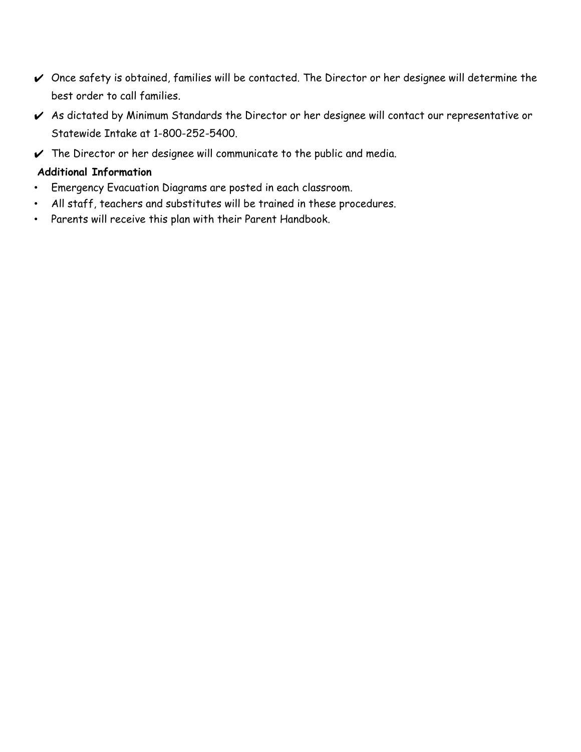- ✔ Once safety is obtained, families will be contacted. The Director or her designee will determine the best order to call families.
- ✔ As dictated by Minimum Standards the Director or her designee will contact our representative or Statewide Intake at 1-800-252-5400.
- ✔ The Director or her designee will communicate to the public and media.

**Additional Information**

- Emergency Evacuation Diagrams are posted in each classroom.
- All staff, teachers and substitutes will be trained in these procedures.
- Parents will receive this plan with their Parent Handbook.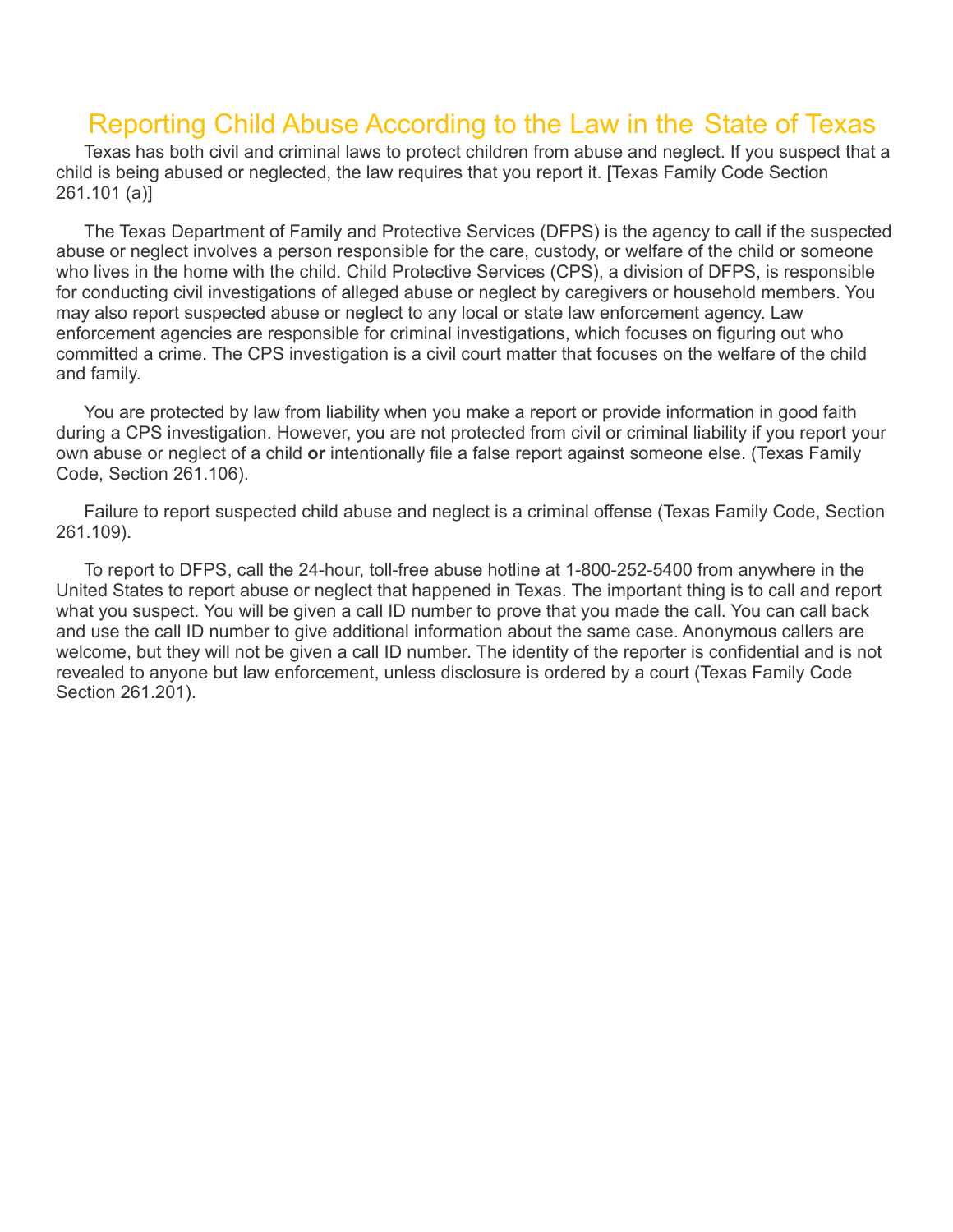# Reporting Child Abuse According to the Law in the State of Texas

Texas has both civil and criminal laws to protect children from abuse and neglect. If you suspect that a child is being abused or neglected, the law requires that you report it. [Texas Family Code Section 261.101 (a)]

The Texas Department of Family and Protective Services (DFPS) is the agency to call if the suspected abuse or neglect involves a person responsible for the care, custody, or welfare of the child or someone who lives in the home with the child. Child Protective Services (CPS), a division of DFPS, is responsible for conducting civil investigations of alleged abuse or neglect by caregivers or household members. You may also report suspected abuse or neglect to any local or state law enforcement agency. Law enforcement agencies are responsible for criminal investigations, which focuses on figuring out who committed a crime. The CPS investigation is a civil court matter that focuses on the welfare of the child and family.

You are protected by law from liability when you make a report or provide information in good faith during a CPS investigation. However, you are not protected from civil or criminal liability if you report your own abuse or neglect of a child **or** intentionally file a false report against someone else. (Texas Family Code, Section 261.106).

Failure to report suspected child abuse and neglect is a criminal offense (Texas Family Code, Section 261.109).

To report to DFPS, call the 24-hour, toll-free abuse hotline at 1-800-252-5400 from anywhere in the United States to report abuse or neglect that happened in Texas. The important thing is to call and report what you suspect. You will be given a call ID number to prove that you made the call. You can call back and use the call ID number to give additional information about the same case. Anonymous callers are welcome, but they will not be given a call ID number. The identity of the reporter is confidential and is not revealed to anyone but law enforcement, unless disclosure is ordered by a court (Texas Family Code Section 261.201).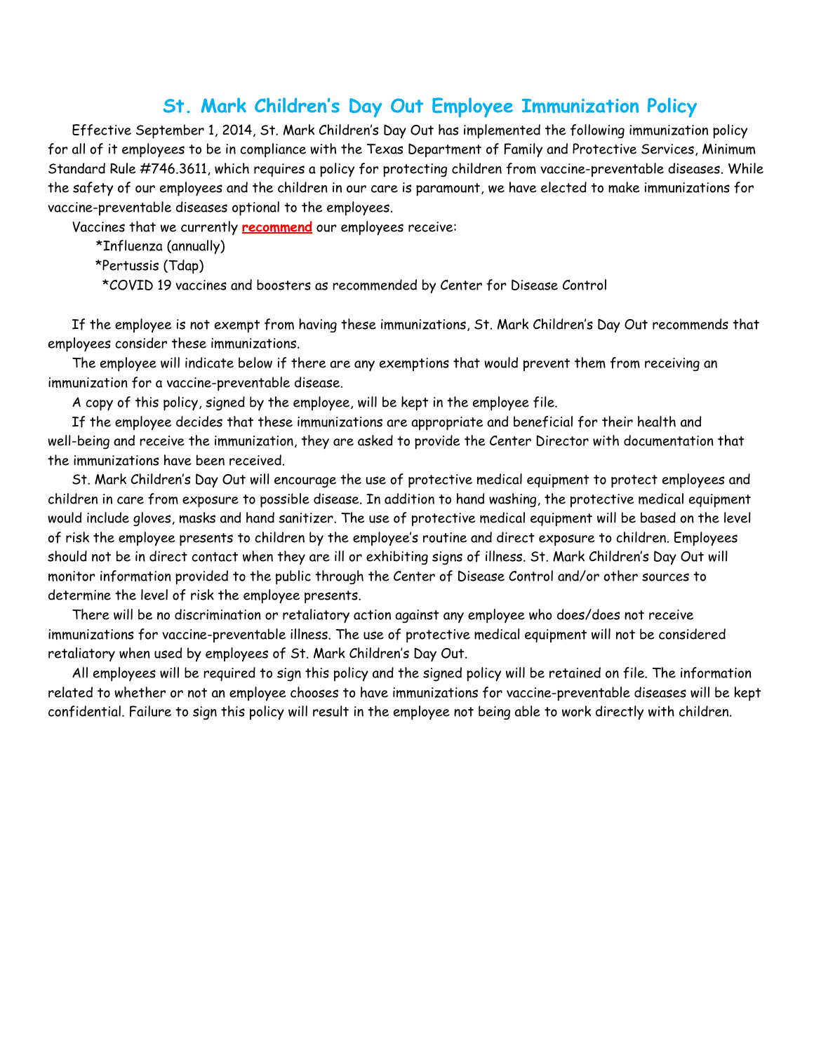# St. Mark Children's Day Out Employee Immunization Policy

Effective September 1, 2014, St. Mark Children's Day Out has implemented the following immunization policy for all of it employees to be in compliance with the Texas Department of Family and Protective Services, Minimum Standard Rule #746.3611, which requires a policy for protecting children from vaccine-preventable diseases. While the safety of our employees and the children in our care is paramount, we have elected to make immunizations for vaccine-preventable diseases optional to the employees.

Vaccines that we currently **recommend** our employees receive:

*Influenza (annually)

*Pertussis (Tdap)

*COVID 19 vaccines and boosters as recommended by Center for Disease Control

If the employee is not exempt from having these immunizations, St. Mark Children's Day Out recommends that employees consider these immunizations.

The employee will indicate below if there are any exemptions that would prevent them from receiving an immunization for a vaccine-preventable disease.

A copy of this policy, signed by the employee, will be kept in the employee file.

If the employee decides that these immunizations are appropriate and beneficial for their health and well-being and receive the immunization, they are asked to provide the Center Director with documentation that the immunizations have been received.

St. Mark Children's Day Out will encourage the use of protective medical equipment to protect employees and children in care from exposure to possible disease. In addition to hand washing, the protective medical equipment would include gloves, masks and hand sanitizer. The use of protective medical equipment will be based on the level of risk the employee presents to children by the employee's routine and direct exposure to children. Employees should not be in direct contact when they are ill or exhibiting signs of illness. St. Mark Children's Day Out will monitor information provided to the public through the Center of Disease Control and/or other sources to determine the level of risk the employee presents.

There will be no discrimination or retaliatory action against any employee who does/does not receive immunizations for vaccine-preventable illness. The use of protective medical equipment will not be considered retaliatory when used by employees of St. Mark Children's Day Out.

All employees will be required to sign this policy and the signed policy will be retained on file. The information related to whether or not an employee chooses to have immunizations for vaccine-preventable diseases will be kept confidential. Failure to sign this policy will result in the employee not being able to work directly with children.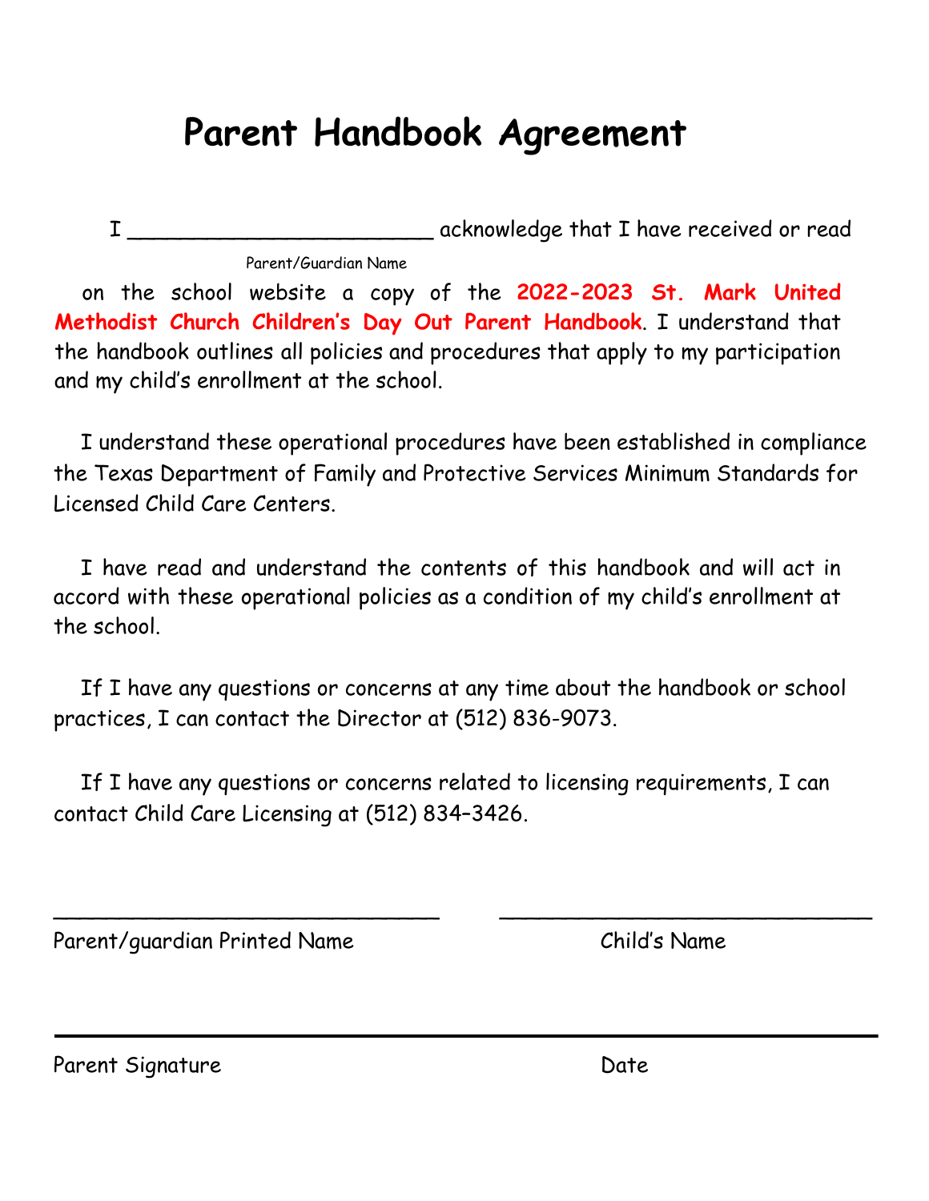# Parent Handbook Agreement

I _______________________ acknowledge that I have received or read
Parent/Guardian Name
on the school website a copy of the **2022-2023 St. Mark United Methodist Church Children's Day Out Parent Handbook**. I understand that the handbook outlines all policies and procedures that apply to my participation and my child's enrollment at the school.

I understand these operational procedures have been established in compliance the Texas Department of Family and Protective Services Minimum Standards for Licensed Child Care Centers.

I have read and understand the contents of this handbook and will act in accord with these operational policies as a condition of my child's enrollment at the school.

If I have any questions or concerns at any time about the handbook or school practices, I can contact the Director at (512) 836-9073.

If I have any questions or concerns related to licensing requirements, I can contact Child Care Licensing at (512) 834–3426.

______________________________ ______________________________
Parent/guardian Printed Name Child's Name

____________________________________________________________
Parent Signature Date